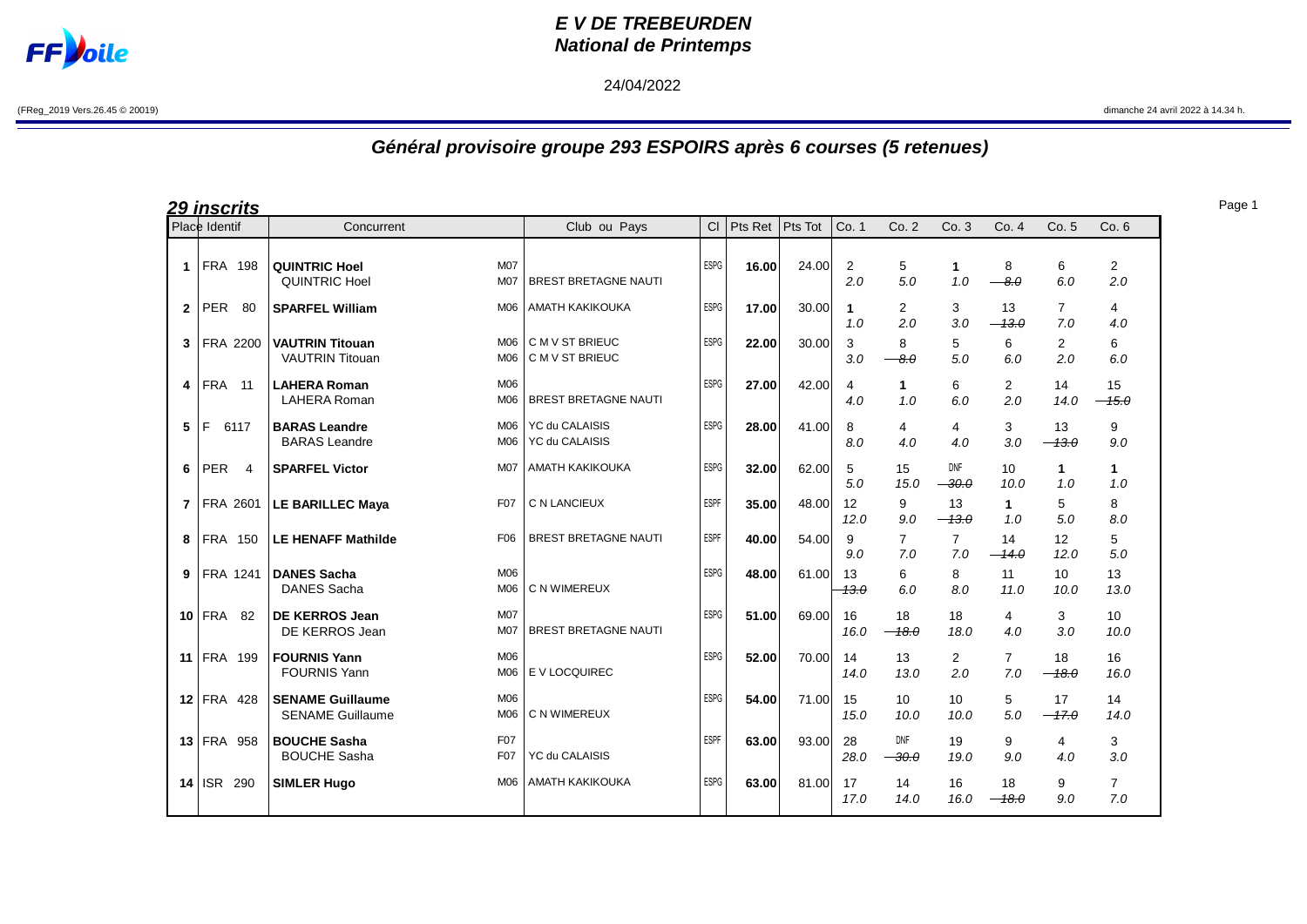# E V DE TREBEURDEN
## National de Printemps

24/04/2022

(FReg_2019 Vers.26.45 © 20019) dimanche 24 avril 2022 à 14.34 h.

## Général provisoire groupe 293 ESPOIRS après 6 courses (5 retenues)

### 29 inscrits

| Place | Identif | Concurrent | | Club ou Pays | Cl | Pts Ret | Pts Tot | Co. 1 | Co. 2 | Co. 3 | Co. 4 | Co. 5 | Co. 6 |
|---|---|---|---|---|---|---|---|---|---|---|---|---|---|
| 1 | FRA 198 | **QUINTRIC Hoel**<br>QUINTRIC Hoel | M07<br>M07 | <br>BREST BRETAGNE NAUTI | ESPG | **16.00** | 24.00 | 2<br>2.0 | 5<br>5.0 | **1**<br>1.0 | 8<br>~~8.0~~ | 6<br>6.0 | 2<br>2.0 |
| 2 | PER 80 | **SPARFEL William** | M06 | AMATH KAKIKOUKA | ESPG | **17.00** | 30.00 | **1**<br>1.0 | 2<br>2.0 | 3<br>3.0 | 13<br>~~13.0~~ | 7<br>7.0 | 4<br>4.0 |
| 3 | FRA 2200 | **VAUTRIN Titouan**<br>VAUTRIN Titouan | M06<br>M06 | C M V ST BRIEUC<br>C M V ST BRIEUC | ESPG | **22.00** | 30.00 | 3<br>3.0 | 8<br>~~8.0~~ | 5<br>5.0 | 6<br>6.0 | 2<br>2.0 | 6<br>6.0 |
| 4 | FRA 11 | **LAHERA Roman**<br>LAHERA Roman | M06<br>M06 | <br>BREST BRETAGNE NAUTI | ESPG | **27.00** | 42.00 | 4<br>4.0 | **1**<br>1.0 | 6<br>6.0 | 2<br>2.0 | 14<br>14.0 | 15<br>~~15.0~~ |
| 5 | F 6117 | **BARAS Leandre**<br>BARAS Leandre | M06<br>M06 | YC du CALAISIS<br>YC du CALAISIS | ESPG | **28.00** | 41.00 | 8<br>8.0 | 4<br>4.0 | 4<br>4.0 | 3<br>3.0 | 13<br>~~13.0~~ | 9<br>9.0 |
| 6 | PER 4 | **SPARFEL Victor** | M07 | AMATH KAKIKOUKA | ESPG | **32.00** | 62.00 | 5<br>5.0 | 15<br>15.0 | DNF<br>~~30.0~~ | 10<br>10.0 | **1**<br>1.0 | **1**<br>1.0 |
| 7 | FRA 2601 | **LE BARILLEC Maya** | F07 | C N LANCIEUX | ESPF | **35.00** | 48.00 | 12<br>12.0 | 9<br>9.0 | 13<br>~~13.0~~ | **1**<br>1.0 | 5<br>5.0 | 8<br>8.0 |
| 8 | FRA 150 | **LE HENAFF Mathilde** | F06 | BREST BRETAGNE NAUTI | ESPF | **40.00** | 54.00 | 9<br>9.0 | 7<br>7.0 | 7<br>7.0 | 14<br>~~14.0~~ | 12<br>12.0 | 5<br>5.0 |
| 9 | FRA 1241 | **DANES Sacha**<br>DANES Sacha | M06<br>M06 | <br>C N WIMEREUX | ESPG | **48.00** | 61.00 | 13<br>~~13.0~~ | 6<br>6.0 | 8<br>8.0 | 11<br>11.0 | 10<br>10.0 | 13<br>13.0 |
| 10 | FRA 82 | **DE KERROS Jean**<br>DE KERROS Jean | M07<br>M07 | <br>BREST BRETAGNE NAUTI | ESPG | **51.00** | 69.00 | 16<br>16.0 | 18<br>~~18.0~~ | 18<br>18.0 | 4<br>4.0 | 3<br>3.0 | 10<br>10.0 |
| 11 | FRA 199 | **FOURNIS Yann**<br>FOURNIS Yann | M06<br>M06 | <br>E V LOCQUIREC | ESPG | **52.00** | 70.00 | 14<br>14.0 | 13<br>13.0 | 2<br>2.0 | 7<br>7.0 | 18<br>~~18.0~~ | 16<br>16.0 |
| 12 | FRA 428 | **SENAME Guillaume**<br>SENAME Guillaume | M06<br>M06 | <br>C N WIMEREUX | ESPG | **54.00** | 71.00 | 15<br>15.0 | 10<br>10.0 | 10<br>10.0 | 5<br>5.0 | 17<br>~~17.0~~ | 14<br>14.0 |
| 13 | FRA 958 | **BOUCHE Sasha**<br>BOUCHE Sasha | F07<br>F07 | <br>YC du CALAISIS | ESPF | **63.00** | 93.00 | 28<br>28.0 | DNF<br>~~30.0~~ | 19<br>19.0 | 9<br>9.0 | 4<br>4.0 | 3<br>3.0 |
| 14 | ISR 290 | **SIMLER Hugo** | M06 | AMATH KAKIKOUKA | ESPG | **63.00** | 81.00 | 17<br>17.0 | 14<br>14.0 | 16<br>16.0 | 18<br>~~18.0~~ | 9<br>9.0 | 7<br>7.0 |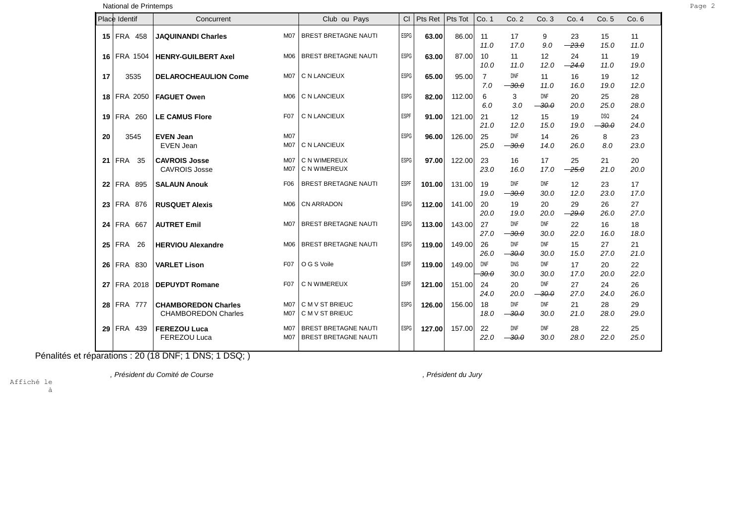National de Printemps

| Place | Identif | Concurrent | | Club ou Pays | Cl | Pts Ret | Pts Tot | Co. 1 | Co. 2 | Co. 3 | Co. 4 | Co. 5 | Co. 6 |
|---|---|---|---|---|---|---|---|---|---|---|---|---|---|
| 15 | FRA 458 | **JAQUINANDI Charles** | M07 | BREST BRETAGNE NAUTI | ESPG | **63.00** | 86.00 | 11 *11.0* | 17 *17.0* | 9 *9.0* | 23 ~~*23.0*~~ | 15 *15.0* | 11 *11.0* |
| 16 | FRA 1504 | **HENRY-GUILBERT Axel** | M06 | BREST BRETAGNE NAUTI | ESPG | **63.00** | 87.00 | 10 *10.0* | 11 *11.0* | 12 *12.0* | 24 ~~*24.0*~~ | 11 *11.0* | 19 *19.0* |
| 17 | 3535 | **DELAROCHEAULION Come** | M07 | C N LANCIEUX | ESPG | **65.00** | 95.00 | 7 *7.0* | DNF ~~*30.0*~~ | 11 *11.0* | 16 *16.0* | 19 *19.0* | 12 *12.0* |
| 18 | FRA 2050 | **FAGUET Owen** | M06 | C N LANCIEUX | ESPG | **82.00** | 112.00 | 6 *6.0* | 3 *3.0* | DNF ~~*30.0*~~ | 20 *20.0* | 25 *25.0* | 28 *28.0* |
| 19 | FRA 260 | **LE CAMUS Flore** | F07 | C N LANCIEUX | ESPF | **91.00** | 121.00 | 21 *21.0* | 12 *12.0* | 15 *15.0* | 19 *19.0* | DSQ ~~*30.0*~~ | 24 *24.0* |
| 20 | 3545 | **EVEN Jean**<br>EVEN Jean | M07<br>M07 | <br>C N LANCIEUX | ESPG | **96.00** | 126.00 | 25 *25.0* | DNF ~~*30.0*~~ | 14 *14.0* | 26 *26.0* | 8 *8.0* | 23 *23.0* |
| 21 | FRA 35 | **CAVROIS Josse**<br>CAVROIS Josse | M07<br>M07 | C N WIMEREUX<br>C N WIMEREUX | ESPG | **97.00** | 122.00 | 23 *23.0* | 16 *16.0* | 17 *17.0* | 25 ~~*25.0*~~ | 21 *21.0* | 20 *20.0* |
| 22 | FRA 895 | **SALAUN Anouk** | F06 | BREST BRETAGNE NAUTI | ESPF | **101.00** | 131.00 | 19 *19.0* | DNF ~~*30.0*~~ | DNF *30.0* | 12 *12.0* | 23 *23.0* | 17 *17.0* |
| 23 | FRA 876 | **RUSQUET Alexis** | M06 | CN ARRADON | ESPG | **112.00** | 141.00 | 20 *20.0* | 19 *19.0* | 20 *20.0* | 29 ~~*29.0*~~ | 26 *26.0* | 27 *27.0* |
| 24 | FRA 667 | **AUTRET Emil** | M07 | BREST BRETAGNE NAUTI | ESPG | **113.00** | 143.00 | 27 *27.0* | DNF ~~*30.0*~~ | DNF *30.0* | 22 *22.0* | 16 *16.0* | 18 *18.0* |
| 25 | FRA 26 | **HERVIOU Alexandre** | M06 | BREST BRETAGNE NAUTI | ESPG | **119.00** | 149.00 | 26 *26.0* | DNF ~~*30.0*~~ | DNF *30.0* | 15 *15.0* | 27 *27.0* | 21 *21.0* |
| 26 | FRA 830 | **VARLET Lison** | F07 | O G S Voile | ESPF | **119.00** | 149.00 | DNF ~~*30.0*~~ | DNS *30.0* | DNF *30.0* | 17 *17.0* | 20 *20.0* | 22 *22.0* |
| 27 | FRA 2018 | **DEPUYDT Romane** | F07 | C N WIMEREUX | ESPF | **121.00** | 151.00 | 24 *24.0* | 20 *20.0* | DNF ~~*30.0*~~ | 27 *27.0* | 24 *24.0* | 26 *26.0* |
| 28 | FRA 777 | **CHAMBOREDON Charles**<br>CHAMBOREDON Charles | M07<br>M07 | C M V ST BRIEUC<br>C M V ST BRIEUC | ESPG | **126.00** | 156.00 | 18 *18.0* | DNF ~~*30.0*~~ | DNF *30.0* | 21 *21.0* | 28 *28.0* | 29 *29.0* |
| 29 | FRA 439 | **FEREZOU Luca**<br>FEREZOU Luca | M07<br>M07 | BREST BRETAGNE NAUTI<br>BREST BRETAGNE NAUTI | ESPG | **127.00** | 157.00 | 22 *22.0* | DNF ~~*30.0*~~ | DNF *30.0* | 28 *28.0* | 22 *22.0* | 25 *25.0* |

Pénalités et réparations : 20 (18 DNF; 1 DNS; 1 DSQ; )

*, Président du Comité de Course* *, Président du Jury*

Affiché le
à